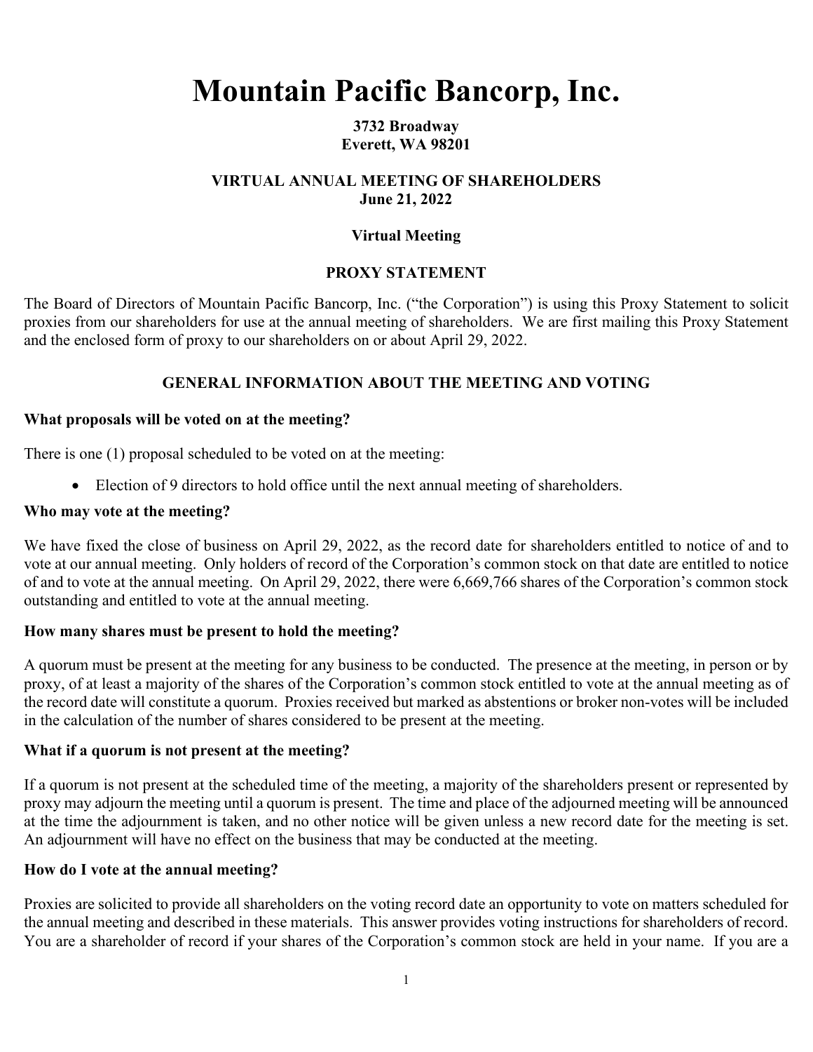# Mountain Pacific Bancorp, Inc.

**3732 Broadway**
**Everett, WA 98201**

**VIRTUAL ANNUAL MEETING OF SHAREHOLDERS**
**June 21, 2022**

**Virtual Meeting**

**PROXY STATEMENT**

The Board of Directors of Mountain Pacific Bancorp, Inc. ("the Corporation") is using this Proxy Statement to solicit proxies from our shareholders for use at the annual meeting of shareholders. We are first mailing this Proxy Statement and the enclosed form of proxy to our shareholders on or about April 29, 2022.

## GENERAL INFORMATION ABOUT THE MEETING AND VOTING

**What proposals will be voted on at the meeting?**

There is one (1) proposal scheduled to be voted on at the meeting:

- Election of 9 directors to hold office until the next annual meeting of shareholders.

**Who may vote at the meeting?**

We have fixed the close of business on April 29, 2022, as the record date for shareholders entitled to notice of and to vote at our annual meeting. Only holders of record of the Corporation's common stock on that date are entitled to notice of and to vote at the annual meeting. On April 29, 2022, there were 6,669,766 shares of the Corporation's common stock outstanding and entitled to vote at the annual meeting.

**How many shares must be present to hold the meeting?**

A quorum must be present at the meeting for any business to be conducted. The presence at the meeting, in person or by proxy, of at least a majority of the shares of the Corporation's common stock entitled to vote at the annual meeting as of the record date will constitute a quorum. Proxies received but marked as abstentions or broker non-votes will be included in the calculation of the number of shares considered to be present at the meeting.

**What if a quorum is not present at the meeting?**

If a quorum is not present at the scheduled time of the meeting, a majority of the shareholders present or represented by proxy may adjourn the meeting until a quorum is present. The time and place of the adjourned meeting will be announced at the time the adjournment is taken, and no other notice will be given unless a new record date for the meeting is set. An adjournment will have no effect on the business that may be conducted at the meeting.

**How do I vote at the annual meeting?**

Proxies are solicited to provide all shareholders on the voting record date an opportunity to vote on matters scheduled for the annual meeting and described in these materials. This answer provides voting instructions for shareholders of record. You are a shareholder of record if your shares of the Corporation's common stock are held in your name. If you are a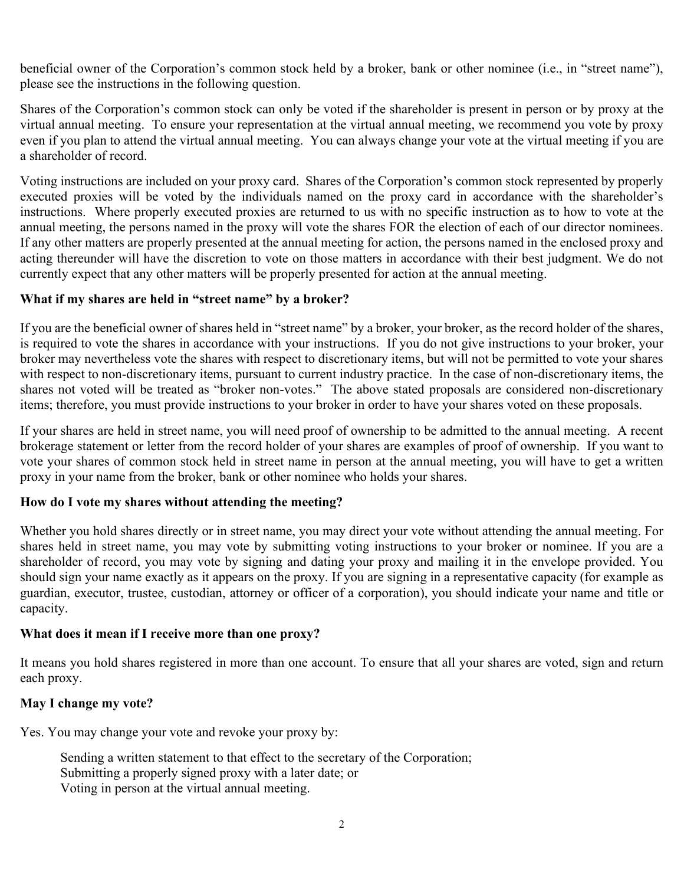beneficial owner of the Corporation's common stock held by a broker, bank or other nominee (i.e., in "street name"), please see the instructions in the following question.

Shares of the Corporation's common stock can only be voted if the shareholder is present in person or by proxy at the virtual annual meeting. To ensure your representation at the virtual annual meeting, we recommend you vote by proxy even if you plan to attend the virtual annual meeting. You can always change your vote at the virtual meeting if you are a shareholder of record.

Voting instructions are included on your proxy card. Shares of the Corporation's common stock represented by properly executed proxies will be voted by the individuals named on the proxy card in accordance with the shareholder's instructions. Where properly executed proxies are returned to us with no specific instruction as to how to vote at the annual meeting, the persons named in the proxy will vote the shares FOR the election of each of our director nominees. If any other matters are properly presented at the annual meeting for action, the persons named in the enclosed proxy and acting thereunder will have the discretion to vote on those matters in accordance with their best judgment. We do not currently expect that any other matters will be properly presented for action at the annual meeting.

**What if my shares are held in "street name" by a broker?**

If you are the beneficial owner of shares held in "street name" by a broker, your broker, as the record holder of the shares, is required to vote the shares in accordance with your instructions. If you do not give instructions to your broker, your broker may nevertheless vote the shares with respect to discretionary items, but will not be permitted to vote your shares with respect to non-discretionary items, pursuant to current industry practice. In the case of non-discretionary items, the shares not voted will be treated as "broker non-votes." The above stated proposals are considered non-discretionary items; therefore, you must provide instructions to your broker in order to have your shares voted on these proposals.

If your shares are held in street name, you will need proof of ownership to be admitted to the annual meeting. A recent brokerage statement or letter from the record holder of your shares are examples of proof of ownership. If you want to vote your shares of common stock held in street name in person at the annual meeting, you will have to get a written proxy in your name from the broker, bank or other nominee who holds your shares.

**How do I vote my shares without attending the meeting?**

Whether you hold shares directly or in street name, you may direct your vote without attending the annual meeting. For shares held in street name, you may vote by submitting voting instructions to your broker or nominee. If you are a shareholder of record, you may vote by signing and dating your proxy and mailing it in the envelope provided. You should sign your name exactly as it appears on the proxy. If you are signing in a representative capacity (for example as guardian, executor, trustee, custodian, attorney or officer of a corporation), you should indicate your name and title or capacity.

**What does it mean if I receive more than one proxy?**

It means you hold shares registered in more than one account. To ensure that all your shares are voted, sign and return each proxy.

**May I change my vote?**

Yes. You may change your vote and revoke your proxy by:

- Sending a written statement to that effect to the secretary of the Corporation;
- Submitting a properly signed proxy with a later date; or
- Voting in person at the virtual annual meeting.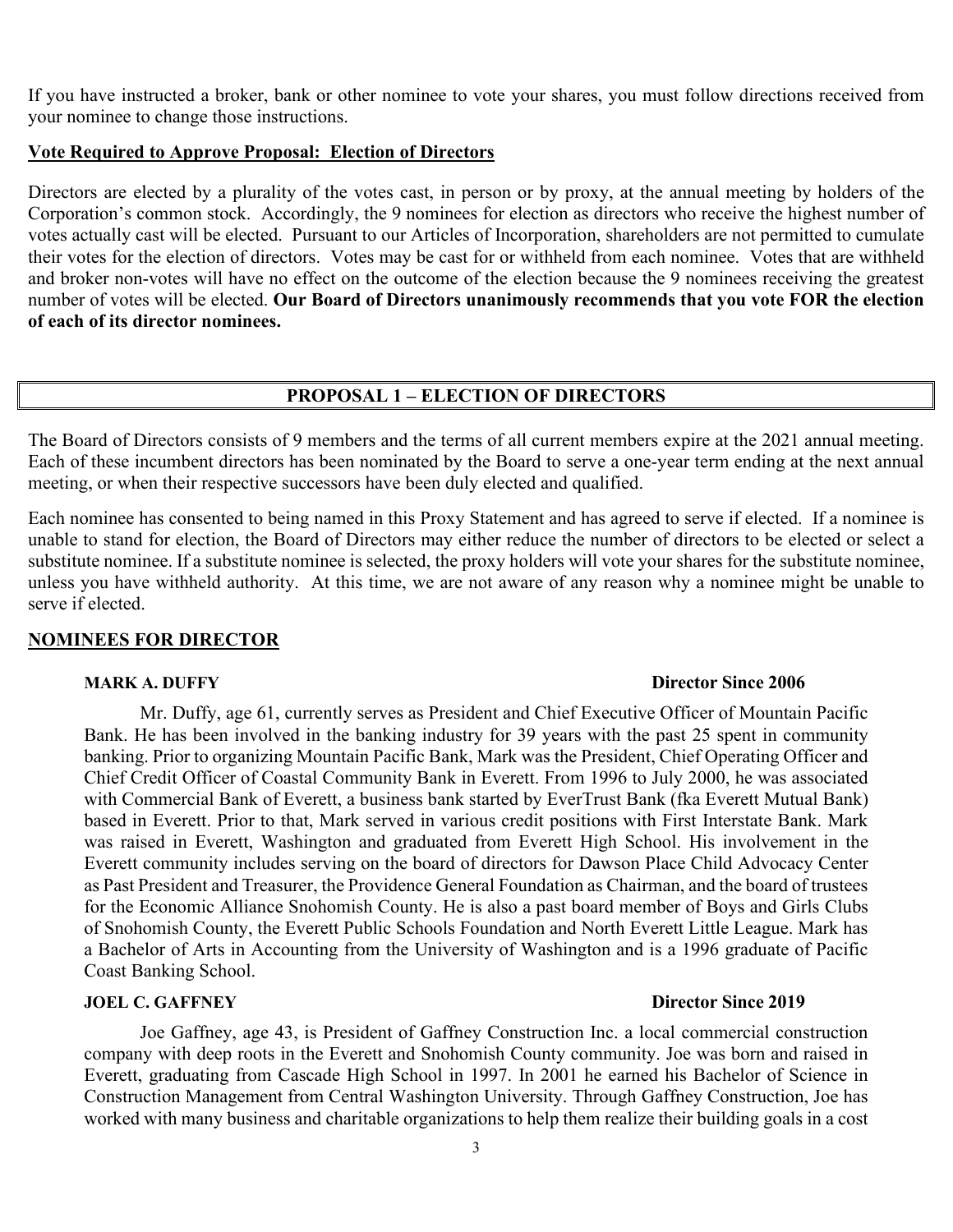If you have instructed a broker, bank or other nominee to vote your shares, you must follow directions received from your nominee to change those instructions.

**Vote Required to Approve Proposal: Election of Directors**

Directors are elected by a plurality of the votes cast, in person or by proxy, at the annual meeting by holders of the Corporation's common stock. Accordingly, the 9 nominees for election as directors who receive the highest number of votes actually cast will be elected. Pursuant to our Articles of Incorporation, shareholders are not permitted to cumulate their votes for the election of directors. Votes may be cast for or withheld from each nominee. Votes that are withheld and broker non-votes will have no effect on the outcome of the election because the 9 nominees receiving the greatest number of votes will be elected. **Our Board of Directors unanimously recommends that you vote FOR the election of each of its director nominees.**

## PROPOSAL 1 – ELECTION OF DIRECTORS

The Board of Directors consists of 9 members and the terms of all current members expire at the 2021 annual meeting. Each of these incumbent directors has been nominated by the Board to serve a one-year term ending at the next annual meeting, or when their respective successors have been duly elected and qualified.

Each nominee has consented to being named in this Proxy Statement and has agreed to serve if elected. If a nominee is unable to stand for election, the Board of Directors may either reduce the number of directors to be elected or select a substitute nominee. If a substitute nominee is selected, the proxy holders will vote your shares for the substitute nominee, unless you have withheld authority. At this time, we are not aware of any reason why a nominee might be unable to serve if elected.

**NOMINEES FOR DIRECTOR**

**MARK A. DUFFY** **Director Since 2006**

Mr. Duffy, age 61, currently serves as President and Chief Executive Officer of Mountain Pacific Bank. He has been involved in the banking industry for 39 years with the past 25 spent in community banking. Prior to organizing Mountain Pacific Bank, Mark was the President, Chief Operating Officer and Chief Credit Officer of Coastal Community Bank in Everett. From 1996 to July 2000, he was associated with Commercial Bank of Everett, a business bank started by EverTrust Bank (fka Everett Mutual Bank) based in Everett. Prior to that, Mark served in various credit positions with First Interstate Bank. Mark was raised in Everett, Washington and graduated from Everett High School. His involvement in the Everett community includes serving on the board of directors for Dawson Place Child Advocacy Center as Past President and Treasurer, the Providence General Foundation as Chairman, and the board of trustees for the Economic Alliance Snohomish County. He is also a past board member of Boys and Girls Clubs of Snohomish County, the Everett Public Schools Foundation and North Everett Little League. Mark has a Bachelor of Arts in Accounting from the University of Washington and is a 1996 graduate of Pacific Coast Banking School.

**JOEL C. GAFFNEY** **Director Since 2019**

Joe Gaffney, age 43, is President of Gaffney Construction Inc. a local commercial construction company with deep roots in the Everett and Snohomish County community. Joe was born and raised in Everett, graduating from Cascade High School in 1997. In 2001 he earned his Bachelor of Science in Construction Management from Central Washington University. Through Gaffney Construction, Joe has worked with many business and charitable organizations to help them realize their building goals in a cost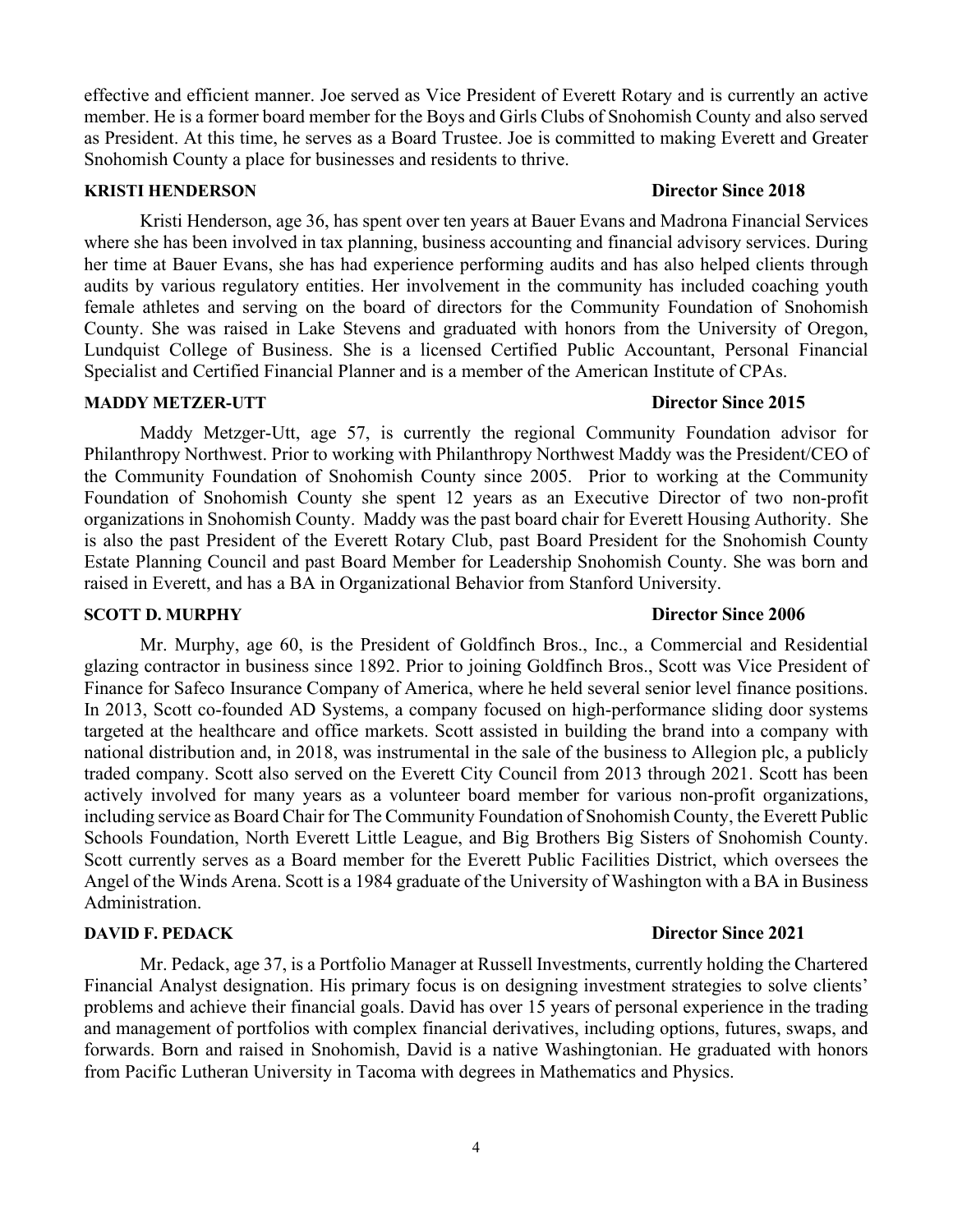effective and efficient manner. Joe served as Vice President of Everett Rotary and is currently an active member. He is a former board member for the Boys and Girls Clubs of Snohomish County and also served as President. At this time, he serves as a Board Trustee. Joe is committed to making Everett and Greater Snohomish County a place for businesses and residents to thrive.

**KRISTI HENDERSON** **Director Since 2018**

Kristi Henderson, age 36, has spent over ten years at Bauer Evans and Madrona Financial Services where she has been involved in tax planning, business accounting and financial advisory services. During her time at Bauer Evans, she has had experience performing audits and has also helped clients through audits by various regulatory entities. Her involvement in the community has included coaching youth female athletes and serving on the board of directors for the Community Foundation of Snohomish County. She was raised in Lake Stevens and graduated with honors from the University of Oregon, Lundquist College of Business. She is a licensed Certified Public Accountant, Personal Financial Specialist and Certified Financial Planner and is a member of the American Institute of CPAs.

**MADDY METZER-UTT** **Director Since 2015**

Maddy Metzger-Utt, age 57, is currently the regional Community Foundation advisor for Philanthropy Northwest. Prior to working with Philanthropy Northwest Maddy was the President/CEO of the Community Foundation of Snohomish County since 2005. Prior to working at the Community Foundation of Snohomish County she spent 12 years as an Executive Director of two non-profit organizations in Snohomish County. Maddy was the past board chair for Everett Housing Authority. She is also the past President of the Everett Rotary Club, past Board President for the Snohomish County Estate Planning Council and past Board Member for Leadership Snohomish County. She was born and raised in Everett, and has a BA in Organizational Behavior from Stanford University.

**SCOTT D. MURPHY** **Director Since 2006**

Mr. Murphy, age 60, is the President of Goldfinch Bros., Inc., a Commercial and Residential glazing contractor in business since 1892. Prior to joining Goldfinch Bros., Scott was Vice President of Finance for Safeco Insurance Company of America, where he held several senior level finance positions. In 2013, Scott co-founded AD Systems, a company focused on high-performance sliding door systems targeted at the healthcare and office markets. Scott assisted in building the brand into a company with national distribution and, in 2018, was instrumental in the sale of the business to Allegion plc, a publicly traded company. Scott also served on the Everett City Council from 2013 through 2021. Scott has been actively involved for many years as a volunteer board member for various non-profit organizations, including service as Board Chair for The Community Foundation of Snohomish County, the Everett Public Schools Foundation, North Everett Little League, and Big Brothers Big Sisters of Snohomish County. Scott currently serves as a Board member for the Everett Public Facilities District, which oversees the Angel of the Winds Arena. Scott is a 1984 graduate of the University of Washington with a BA in Business Administration.

**DAVID F. PEDACK** **Director Since 2021**

Mr. Pedack, age 37, is a Portfolio Manager at Russell Investments, currently holding the Chartered Financial Analyst designation. His primary focus is on designing investment strategies to solve clients' problems and achieve their financial goals. David has over 15 years of personal experience in the trading and management of portfolios with complex financial derivatives, including options, futures, swaps, and forwards. Born and raised in Snohomish, David is a native Washingtonian. He graduated with honors from Pacific Lutheran University in Tacoma with degrees in Mathematics and Physics.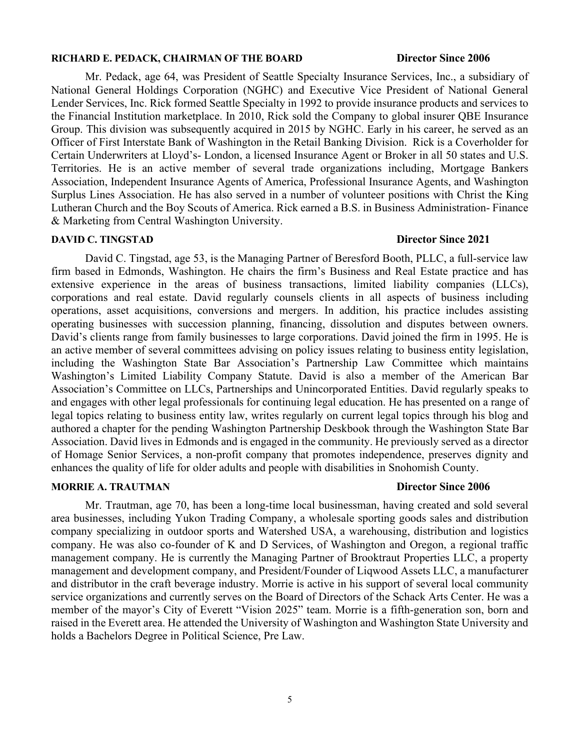**RICHARD E. PEDACK, CHAIRMAN OF THE BOARD** **Director Since 2006**

Mr. Pedack, age 64, was President of Seattle Specialty Insurance Services, Inc., a subsidiary of National General Holdings Corporation (NGHC) and Executive Vice President of National General Lender Services, Inc. Rick formed Seattle Specialty in 1992 to provide insurance products and services to the Financial Institution marketplace. In 2010, Rick sold the Company to global insurer QBE Insurance Group. This division was subsequently acquired in 2015 by NGHC. Early in his career, he served as an Officer of First Interstate Bank of Washington in the Retail Banking Division. Rick is a Coverholder for Certain Underwriters at Lloyd's- London, a licensed Insurance Agent or Broker in all 50 states and U.S. Territories. He is an active member of several trade organizations including, Mortgage Bankers Association, Independent Insurance Agents of America, Professional Insurance Agents, and Washington Surplus Lines Association. He has also served in a number of volunteer positions with Christ the King Lutheran Church and the Boy Scouts of America. Rick earned a B.S. in Business Administration- Finance & Marketing from Central Washington University.

**DAVID C. TINGSTAD** **Director Since 2021**

David C. Tingstad, age 53, is the Managing Partner of Beresford Booth, PLLC, a full-service law firm based in Edmonds, Washington. He chairs the firm's Business and Real Estate practice and has extensive experience in the areas of business transactions, limited liability companies (LLCs), corporations and real estate. David regularly counsels clients in all aspects of business including operations, asset acquisitions, conversions and mergers. In addition, his practice includes assisting operating businesses with succession planning, financing, dissolution and disputes between owners. David's clients range from family businesses to large corporations. David joined the firm in 1995. He is an active member of several committees advising on policy issues relating to business entity legislation, including the Washington State Bar Association's Partnership Law Committee which maintains Washington's Limited Liability Company Statute. David is also a member of the American Bar Association's Committee on LLCs, Partnerships and Unincorporated Entities. David regularly speaks to and engages with other legal professionals for continuing legal education. He has presented on a range of legal topics relating to business entity law, writes regularly on current legal topics through his blog and authored a chapter for the pending Washington Partnership Deskbook through the Washington State Bar Association. David lives in Edmonds and is engaged in the community. He previously served as a director of Homage Senior Services, a non-profit company that promotes independence, preserves dignity and enhances the quality of life for older adults and people with disabilities in Snohomish County.

**MORRIE A. TRAUTMAN** **Director Since 2006**

Mr. Trautman, age 70, has been a long-time local businessman, having created and sold several area businesses, including Yukon Trading Company, a wholesale sporting goods sales and distribution company specializing in outdoor sports and Watershed USA, a warehousing, distribution and logistics company. He was also co-founder of K and D Services, of Washington and Oregon, a regional traffic management company. He is currently the Managing Partner of Brooktraut Properties LLC, a property management and development company, and President/Founder of Liqwood Assets LLC, a manufacturer and distributor in the craft beverage industry. Morrie is active in his support of several local community service organizations and currently serves on the Board of Directors of the Schack Arts Center. He was a member of the mayor's City of Everett "Vision 2025" team. Morrie is a fifth-generation son, born and raised in the Everett area. He attended the University of Washington and Washington State University and holds a Bachelors Degree in Political Science, Pre Law.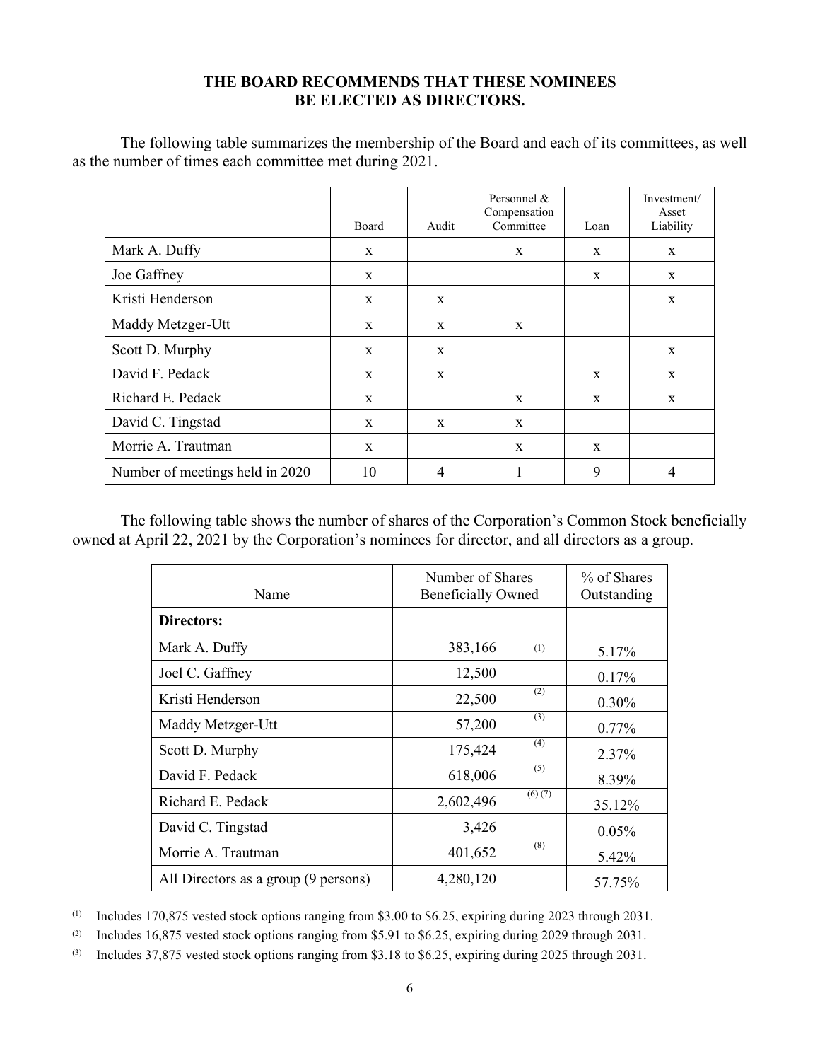**THE BOARD RECOMMENDS THAT THESE NOMINEES BE ELECTED AS DIRECTORS.**

The following table summarizes the membership of the Board and each of its committees, as well as the number of times each committee met during 2021.

| | Board | Audit | Personnel & Compensation Committee | Loan | Investment/ Asset Liability |
|---|---|---|---|---|---|
| Mark A. Duffy | x | | x | x | x |
| Joe Gaffney | x | | | x | x |
| Kristi Henderson | x | x | | | x |
| Maddy Metzger-Utt | x | x | x | | |
| Scott D. Murphy | x | x | | | x |
| David F. Pedack | x | x | | x | x |
| Richard E. Pedack | x | | x | x | x |
| David C. Tingstad | x | x | x | | |
| Morrie A. Trautman | x | | x | x | |
| Number of meetings held in 2020 | 10 | 4 | 1 | 9 | 4 |

The following table shows the number of shares of the Corporation's Common Stock beneficially owned at April 22, 2021 by the Corporation's nominees for director, and all directors as a group.

| Name | Number of Shares Beneficially Owned | % of Shares Outstanding |
|---|---|---|
| **Directors:** | | |
| Mark A. Duffy | 383,166 (1) | 5.17% |
| Joel C. Gaffney | 12,500 | 0.17% |
| Kristi Henderson | 22,500 (2) | 0.30% |
| Maddy Metzger-Utt | 57,200 (3) | 0.77% |
| Scott D. Murphy | 175,424 (4) | 2.37% |
| David F. Pedack | 618,006 (5) | 8.39% |
| Richard E. Pedack | 2,602,496 (6) (7) | 35.12% |
| David C. Tingstad | 3,426 | 0.05% |
| Morrie A. Trautman | 401,652 (8) | 5.42% |
| All Directors as a group (9 persons) | 4,280,120 | 57.75% |

(1) Includes 170,875 vested stock options ranging from $3.00 to $6.25, expiring during 2023 through 2031.

(2) Includes 16,875 vested stock options ranging from $5.91 to $6.25, expiring during 2029 through 2031.

(3) Includes 37,875 vested stock options ranging from $3.18 to $6.25, expiring during 2025 through 2031.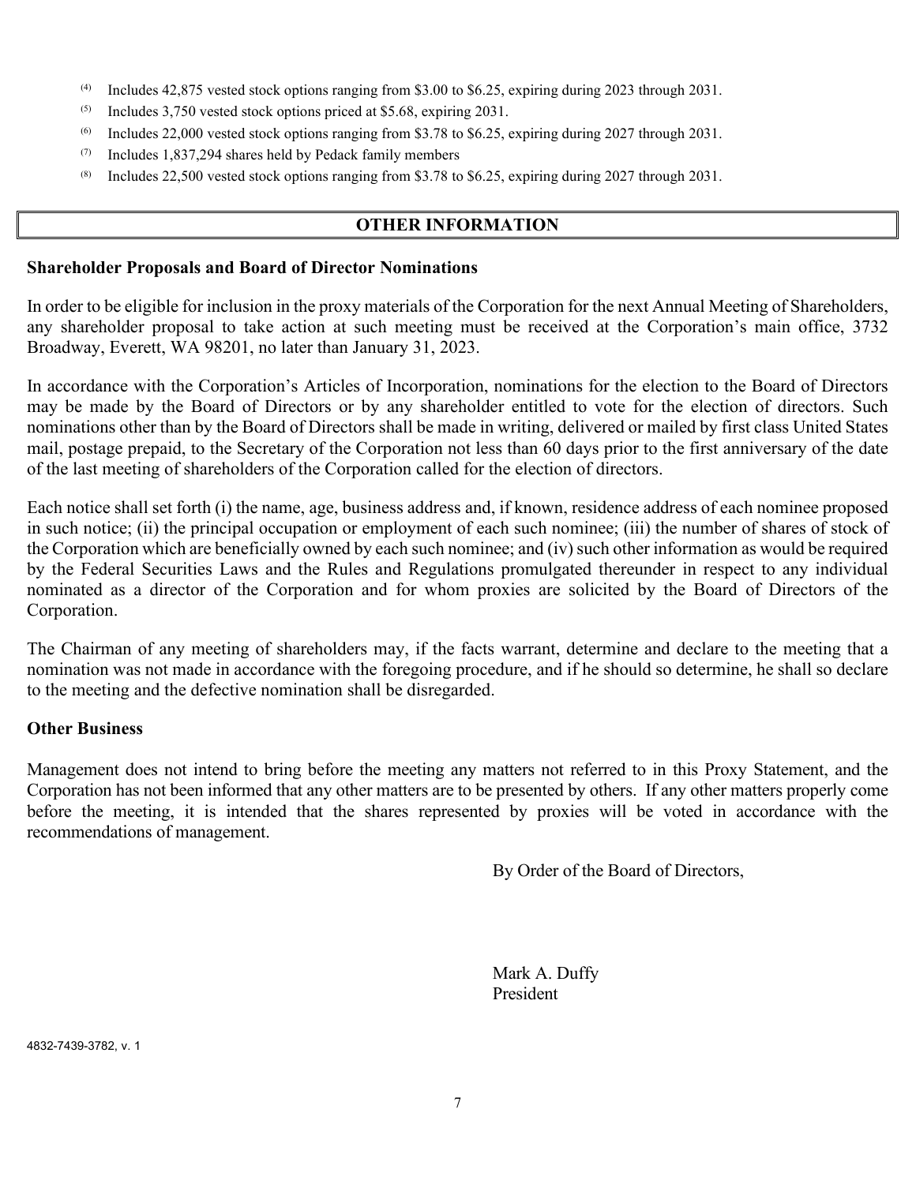[4] Includes 42,875 vested stock options ranging from $3.00 to $6.25, expiring during 2023 through 2031.

[5] Includes 3,750 vested stock options priced at $5.68, expiring 2031.

[6] Includes 22,000 vested stock options ranging from $3.78 to $6.25, expiring during 2027 through 2031.

[7] Includes 1,837,294 shares held by Pedack family members

[8] Includes 22,500 vested stock options ranging from $3.78 to $6.25, expiring during 2027 through 2031.

## OTHER INFORMATION

### Shareholder Proposals and Board of Director Nominations

In order to be eligible for inclusion in the proxy materials of the Corporation for the next Annual Meeting of Shareholders, any shareholder proposal to take action at such meeting must be received at the Corporation's main office, 3732 Broadway, Everett, WA 98201, no later than January 31, 2023.

In accordance with the Corporation's Articles of Incorporation, nominations for the election to the Board of Directors may be made by the Board of Directors or by any shareholder entitled to vote for the election of directors. Such nominations other than by the Board of Directors shall be made in writing, delivered or mailed by first class United States mail, postage prepaid, to the Secretary of the Corporation not less than 60 days prior to the first anniversary of the date of the last meeting of shareholders of the Corporation called for the election of directors.

Each notice shall set forth (i) the name, age, business address and, if known, residence address of each nominee proposed in such notice; (ii) the principal occupation or employment of each such nominee; (iii) the number of shares of stock of the Corporation which are beneficially owned by each such nominee; and (iv) such other information as would be required by the Federal Securities Laws and the Rules and Regulations promulgated thereunder in respect to any individual nominated as a director of the Corporation and for whom proxies are solicited by the Board of Directors of the Corporation.

The Chairman of any meeting of shareholders may, if the facts warrant, determine and declare to the meeting that a nomination was not made in accordance with the foregoing procedure, and if he should so determine, he shall so declare to the meeting and the defective nomination shall be disregarded.

### Other Business

Management does not intend to bring before the meeting any matters not referred to in this Proxy Statement, and the Corporation has not been informed that any other matters are to be presented by others. If any other matters properly come before the meeting, it is intended that the shares represented by proxies will be voted in accordance with the recommendations of management.

By Order of the Board of Directors,

Mark A. Duffy
President

4832-7439-3782, v. 1